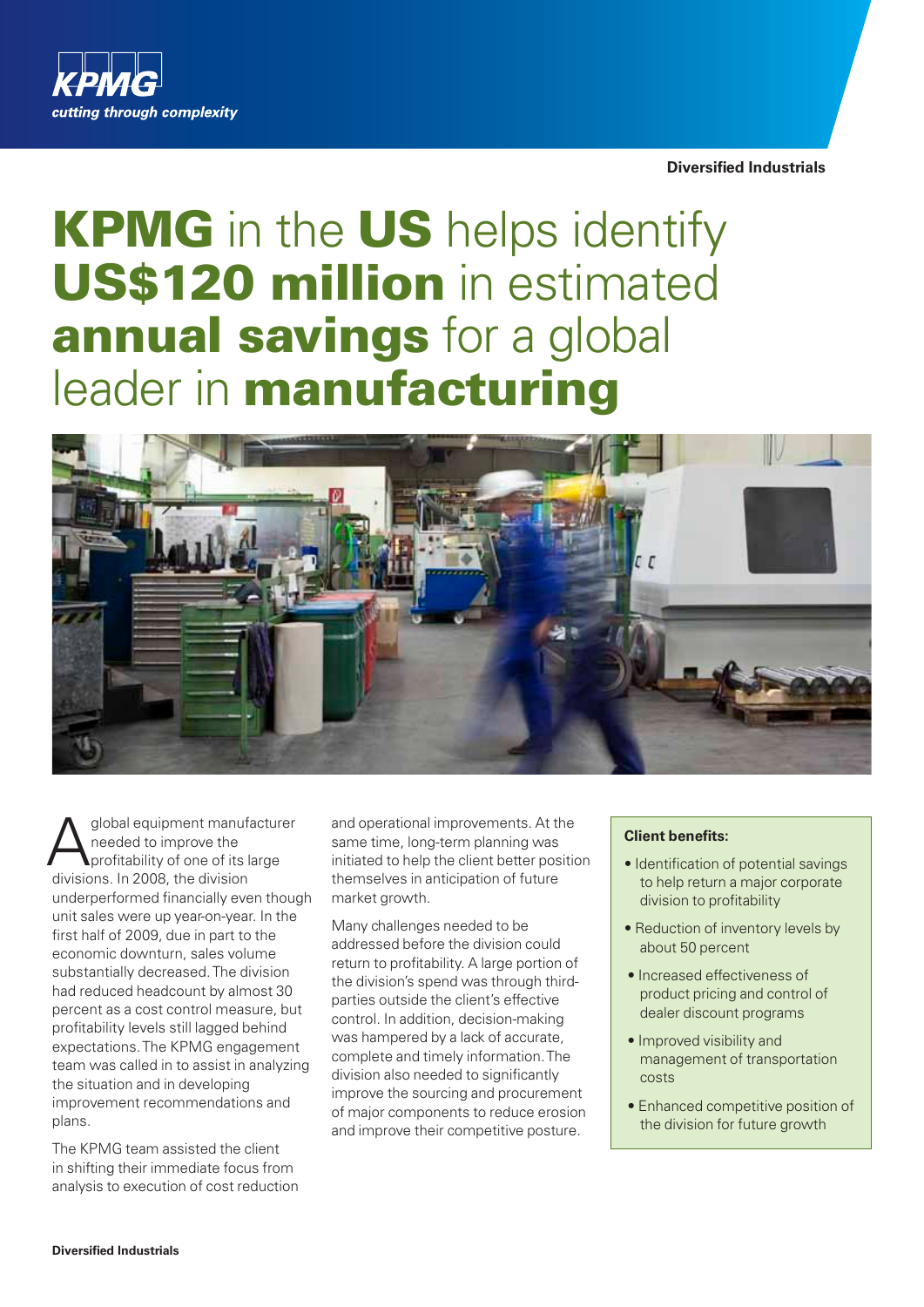KPMG

*cutting through complexity*

**Diversified Industrials**

# KPMG in the US helps identify US$120 million in estimated annual savings for a global leader in manufacturing

A global equipment manufacturer needed to improve the profitability of one of its large divisions. In 2008, the division underperformed financially even though unit sales were up year-on-year. In the first half of 2009, due in part to the economic downturn, sales volume substantially decreased. The division had reduced headcount by almost 30 percent as a cost control measure, but profitability levels still lagged behind expectations. The KPMG engagement team was called in to assist in analyzing the situation and in developing improvement recommendations and plans.

The KPMG team assisted the client in shifting their immediate focus from analysis to execution of cost reduction and operational improvements. At the same time, long-term planning was initiated to help the client better position themselves in anticipation of future market growth.

Many challenges needed to be addressed before the division could return to profitability. A large portion of the division's spend was through third-parties outside the client's effective control. In addition, decision-making was hampered by a lack of accurate, complete and timely information. The division also needed to significantly improve the sourcing and procurement of major components to reduce erosion and improve their competitive posture.

**Client benefits:**

- Identification of potential savings to help return a major corporate division to profitability
- Reduction of inventory levels by about 50 percent
- Increased effectiveness of product pricing and control of dealer discount programs
- Improved visibility and management of transportation costs
- Enhanced competitive position of the division for future growth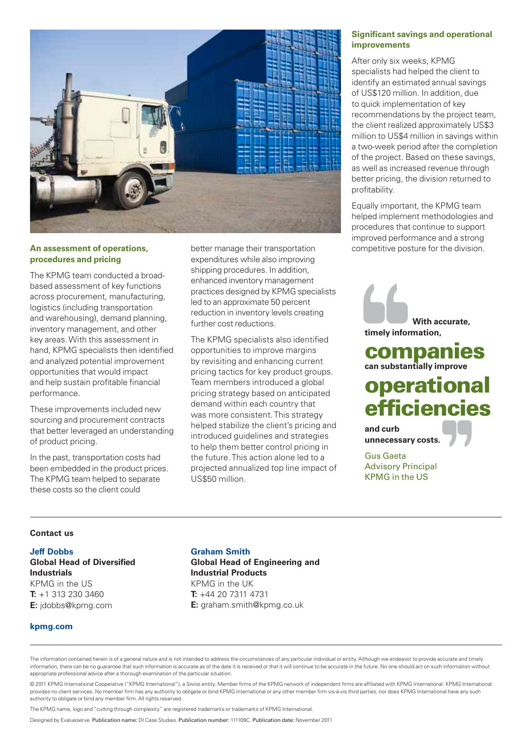### An assessment of operations, procedures and pricing

The KPMG team conducted a broad-based assessment of key functions across procurement, manufacturing, logistics (including transportation and warehousing), demand planning, inventory management, and other key areas. With this assessment in hand, KPMG specialists then identified and analyzed potential improvement opportunities that would impact and help sustain profitable financial performance.

These improvements included new sourcing and procurement contracts that better leveraged an understanding of product pricing.

In the past, transportation costs had been embedded in the product prices. The KPMG team helped to separate these costs so the client could better manage their transportation expenditures while also improving shipping procedures. In addition, enhanced inventory management practices designed by KPMG specialists led to an approximate 50 percent reduction in inventory levels creating further cost reductions.

The KPMG specialists also identified opportunities to improve margins by revisiting and enhancing current pricing tactics for key product groups. Team members introduced a global pricing strategy based on anticipated demand within each country that was more consistent. This strategy helped stabilize the client's pricing and introduced guidelines and strategies to help them better control pricing in the future. This action alone led to a projected annualized top line impact of US$50 million.

### Significant savings and operational improvements

After only six weeks, KPMG specialists had helped the client to identify an estimated annual savings of US$120 million. In addition, due to quick implementation of key recommendations by the project team, the client realized approximately US$3 million to US$4 million in savings within a two-week period after the completion of the project. Based on these savings, as well as increased revenue through better pricing, the division returned to profitability.

Equally important, the KPMG team helped implement methodologies and procedures that continue to support improved performance and a strong competitive posture for the division.

> **With accurate, timely information, companies can substantially improve operational efficiencies and curb unnecessary costs.**
>
> Gus Gaeta
> Advisory Principal
> KPMG in the US

### Contact us

**Jeff Dobbs**
**Global Head of Diversified Industrials**
KPMG in the US
**T:** +1 313 230 3460
**E:** jdobbs@kpmg.com

**Graham Smith**
**Global Head of Engineering and Industrial Products**
KPMG in the UK
**T:** +44 20 7311 4731
**E:** graham.smith@kpmg.co.uk

**kpmg.com**

The information contained herein is of a general nature and is not intended to address the circumstances of any particular individual or entity. Although we endeavor to provide accurate and timely information, there can be no guarantee that such information is accurate as of the date it is received or that it will continue to be accurate in the future. No one should act on such information without appropriate professional advice after a thorough examination of the particular situation.

© 2011 KPMG International Cooperative ("KPMG International"), a Swiss entity. Member firms of the KPMG network of independent firms are affiliated with KPMG International. KPMG International provides no client services. No member firm has any authority to obligate or bind KPMG International or any other member firm vis-à-vis third parties, nor does KPMG International have any such authority to obligate or bind any member firm. All rights reserved.

The KPMG name, logo and "cutting through complexity" are registered trademarks or trademarks of KPMG International.

Designed by Evalueserve. Publication name: DI Case Studies. Publication number: 111109C. Publication date: November 2011